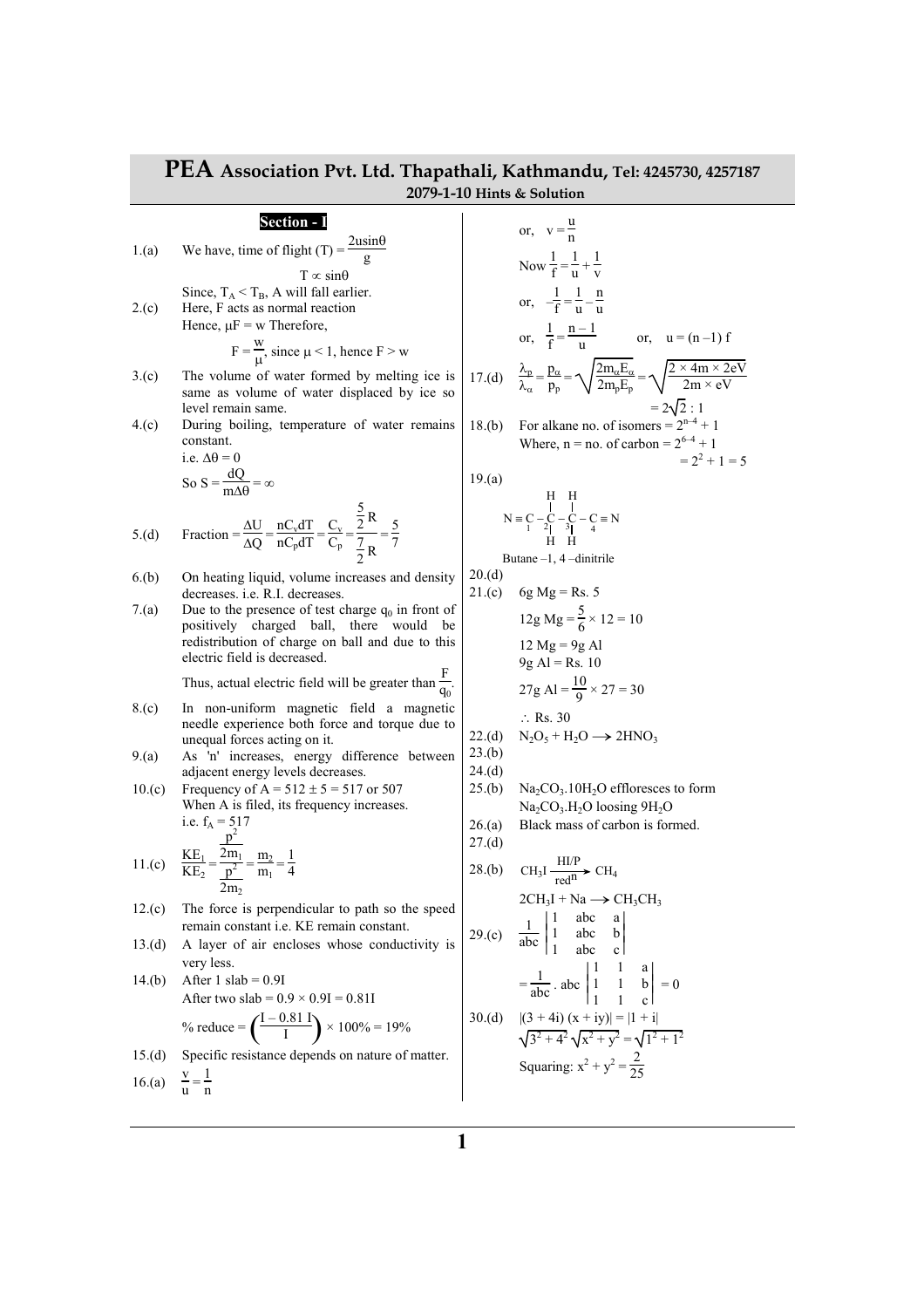# PEA Association Pvt. Ltd. Thapathali, Kathmandu, Tel: 4245730, 4257187

## 2079-1-10 Hints & Solution

### Section - I

1.(a) We have, time of flight $(T) = \frac{2u\sin\theta}{g}$

$T \propto \sin\theta$

Since, $T_A < T_B$, A will fall earlier.

2.(c) Here, F acts as normal reaction

Hence, $\mu F = w$ Therefore,

$F = \frac{w}{\mu}$, since $\mu < 1$, hence $F > w$

3.(c) The volume of water formed by melting ice is same as volume of water displaced by ice so level remain same.

4.(c) During boiling, temperature of water remains constant.

i.e. $\Delta\theta = 0$

So $S = \frac{dQ}{m\Delta\theta} = \infty$

5.(d) Fraction $= \frac{\Delta U}{\Delta Q} = \frac{nC_v dT}{nC_p dT} = \frac{C_v}{C_p} = \frac{\frac{5}{2}R}{\frac{7}{2}R} = \frac{5}{7}$

6.(b) On heating liquid, volume increases and density decreases. i.e. R.I. decreases.

7.(a) Due to the presence of test charge $q_0$ in front of positively charged ball, there would be redistribution of charge on ball and due to this electric field is decreased.

Thus, actual electric field will be greater than $\frac{F}{q_0}$.

8.(c) In non-uniform magnetic field a magnetic needle experience both force and torque due to unequal forces acting on it.

9.(a) As 'n' increases, energy difference between adjacent energy levels decreases.

10.(c) Frequency of A = 512 ± 5 = 517 or 507

When A is filed, its frequency increases.

i.e. $f_A = 517$

11.(c) $\frac{KE_1}{KE_2} = \frac{\frac{p^2}{2m_1}}{\frac{p^2}{2m_2}} = \frac{m_2}{m_1} = \frac{1}{4}$

12.(c) The force is perpendicular to path so the speed remain constant i.e. KE remain constant.

13.(d) A layer of air encloses whose conductivity is very less.

14.(b) After 1 slab = 0.9I

After two slab = 0.9 × 0.9I = 0.81I

% reduce $= \left(\frac{I - 0.81\,I}{I}\right) \times 100\% = 19\%$

15.(d) Specific resistance depends on nature of matter.

16.(a) $\frac{v}{u} = \frac{1}{n}$

or, $v = \frac{u}{n}$

Now $\frac{1}{f} = \frac{1}{u} + \frac{1}{v}$

or, $-\frac{1}{f} = \frac{1}{u} - \frac{n}{u}$

or, $\frac{1}{f} = \frac{n-1}{u}$ or, $u = (n-1)f$

17.(d) $\frac{\lambda_p}{\lambda_\alpha} = \frac{p_\alpha}{p_p} = \sqrt{\frac{2m_\alpha E_\alpha}{2m_p E_p}} = \sqrt{\frac{2 \times 4m \times 2eV}{2m \times eV}}$

$= 2\sqrt{2} : 1$

18.(b) For alkane no. of isomers $= 2^{n-4} + 1$

Where, n = no. of carbon $= 2^{6-4} + 1$

$= 2^2 + 1 = 5$

19.(a)

$$N{\equiv}\underset{1}{C}-\underset{2}{\overset{H}{\underset{H}{C}}}-\underset{3}{\overset{H}{\underset{H}{C}}}-\underset{4}{C}{\equiv}N$$

Butane –1, 4 –dinitrile

20.(d)

21.(c) 6g Mg = Rs. 5

12g Mg $= \frac{5}{6} \times 12 = 10$

12 Mg = 9g Al

9g Al = Rs. 10

27g Al $= \frac{10}{9} \times 27 = 30$

∴ Rs. 30

22.(d) $N_2O_5 + H_2O \longrightarrow 2HNO_3$

23.(b)

24.(d)

25.(b) $Na_2CO_3.10H_2O$ effloresces to form $Na_2CO_3.H_2O$ loosing $9H_2O$

26.(a) Black mass of carbon is formed.

27.(d)

28.(b) $CH_3I \xrightarrow[\text{red}^n]{HI/P} CH_4$

$2CH_3I + Na \longrightarrow CH_3CH_3$

29.(c) $\frac{1}{abc}\begin{vmatrix} 1 & abc & a \\ 1 & abc & b \\ 1 & abc & c \end{vmatrix}$

$= \frac{1}{abc} \cdot abc \begin{vmatrix} 1 & 1 & a \\ 1 & 1 & b \\ 1 & 1 & c \end{vmatrix} = 0$

30.(d) $|(3 + 4i)(x + iy)| = |1 + i|$

$\sqrt{3^2 + 4^2}\sqrt{x^2 + y^2} = \sqrt{1^2 + 1^2}$

Squaring: $x^2 + y^2 = \frac{2}{25}$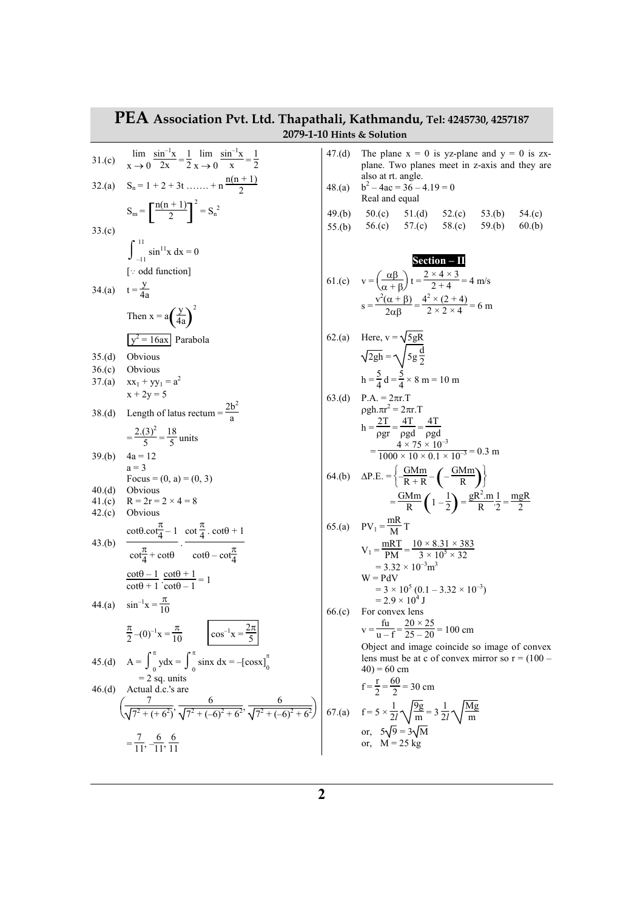# PEA Association Pvt. Ltd. Thapathali, Kathmandu, Tel: 4245730, 4257187

## 2079-1-10 Hints & Solution

31.(c) $\lim\limits_{x \to 0} \dfrac{\sin^{-1}x}{2x} = \dfrac{1}{2} \lim\limits_{x \to 0} \dfrac{\sin^{-1}x}{x} = \dfrac{1}{2}$

32.(a) $S_n = 1 + 2 + 3t \ldots\ldots + n \dfrac{n(n+1)}{2}$

$S_m = \left[\dfrac{n(n+1)}{2}\right]^2 = S_n^{\,2}$

33.(c)

$\int_{-11}^{11} \sin^{11}x \, dx = 0$

[$\because$ odd function]

34.(a) $t = \dfrac{y}{4a}$

Then $x = a\left(\dfrac{y}{4a}\right)^2$

$\boxed{y^2 = 16ax}$ Parabola

35.(d) Obvious

36.(c) Obvious

37.(a) $xx_1 + yy_1 = a^2$

$x + 2y = 5$

38.(d) Length of latus rectum $= \dfrac{2b^2}{a}$

$= \dfrac{2.(3)^2}{5} = \dfrac{18}{5}$ units

39.(b) $4a = 12$

$a = 3$

Focus $= (0, a) = (0, 3)$

40.(d) Obvious

41.(c) $R = 2r = 2 \times 4 = 8$

42.(c) Obvious

43.(b) $\dfrac{\cot\theta.\cot\frac{\pi}{4} - 1}{\cot\frac{\pi}{4} + \cot\theta} \cdot \dfrac{\cot\frac{\pi}{4} . \cot\theta + 1}{\cot\theta - \cot\frac{\pi}{4}}$

$\dfrac{\cot\theta - 1}{\cot\theta + 1} \cdot \dfrac{\cot\theta + 1}{\cot\theta - 1} = 1$

44.(a) $\sin^{-1}x = \dfrac{\pi}{10}$

$\dfrac{\pi}{2} - (0)^{-1}x = \dfrac{\pi}{10}$ $\boxed{\cos^{-1}x = \dfrac{2\pi}{5}}$

45.(d) $A = \int_0^{\pi} y dx = \int_0^{\pi} \sin x \, dx = -[\cos x]_0^{\pi}$

$= 2$ sq. units

46.(d) Actual d.c.'s are

$\left(\dfrac{7}{\sqrt{7^2 + (+6^2)}}, \dfrac{6}{\sqrt{7^2 + (-6)^2 + 6^2}}, \dfrac{6}{\sqrt{7^2 + (-6)^2 + 6^2}}\right)$

$= \dfrac{7}{11}, -\dfrac{6}{11}, \dfrac{6}{11}$

47.(d) The plane $x = 0$ is yz-plane and $y = 0$ is zx-plane. Two planes meet in z-axis and they are also at rt. angle.

48.(a) $b^2 - 4ac = 36 - 4.19 = 0$

Real and equal

49.(b) 50.(c) 51.(d) 52.(c) 53.(b) 54.(c) 55.(b) 56.(c) 57.(c) 58.(c) 59.(b) 60.(b)

## Section – II

61.(c) $v = \left(\dfrac{\alpha\beta}{\alpha + \beta}\right) t = \dfrac{2 \times 4 \times 3}{2 + 4} = 4$ m/s

$s = \dfrac{v^2(\alpha + \beta)}{2\alpha\beta} = \dfrac{4^2 \times (2 + 4)}{2 \times 2 \times 4} = 6$ m

62.(a) Here, $v = \sqrt{5gR}$

$\sqrt{2gh} = \sqrt{5g\dfrac{d}{2}}$

$h = \dfrac{5}{4} d = \dfrac{5}{4} \times 8 \text{ m} = 10$ m

63.(d) P.A. $= 2\pi r.T$

$\rho gh.\pi r^2 = 2\pi r.T$

$h = \dfrac{2T}{\rho gr} = \dfrac{4T}{\rho gd} = \dfrac{4T}{\rho gd}$

$= \dfrac{4 \times 75 \times 10^{-3}}{1000 \times 10 \times 0.1 \times 10^{-3}} = 0.3$ m

64.(b) $\Delta P.E. = \left\{-\dfrac{GMm}{R + R} - \left(-\dfrac{GMm}{R}\right)\right\}$

$= \dfrac{GMm}{R}\left(1 - \dfrac{1}{2}\right) = \dfrac{gR^2.m}{R} \cdot \dfrac{1}{2} = \dfrac{mgR}{2}$

65.(a) $PV_1 = \dfrac{mR}{M} T$

$V_1 = \dfrac{mRT}{PM} = \dfrac{10 \times 8.31 \times 383}{3 \times 10^5 \times 32}$

$= 3.32 \times 10^{-3} \text{m}^3$

$W = PdV$

$= 3 \times 10^5 (0.1 - 3.32 \times 10^{-3})$

$= 2.9 \times 10^4$ J

66.(c) For convex lens

$v = \dfrac{fu}{u - f} = \dfrac{20 \times 25}{25 - 20} = 100$ cm

Object and image coincide so image of convex lens must be at c of convex mirror so $r = (100 - 40) = 60$ cm

$f = \dfrac{r}{2} = \dfrac{60}{2} = 30$ cm

67.(a) $f = 5 \times \dfrac{1}{2l}\sqrt{\dfrac{9g}{m}} = 3 \dfrac{1}{2l}\sqrt{\dfrac{Mg}{m}}$

or, $5\sqrt{9} = 3\sqrt{M}$

or, $M = 25$ kg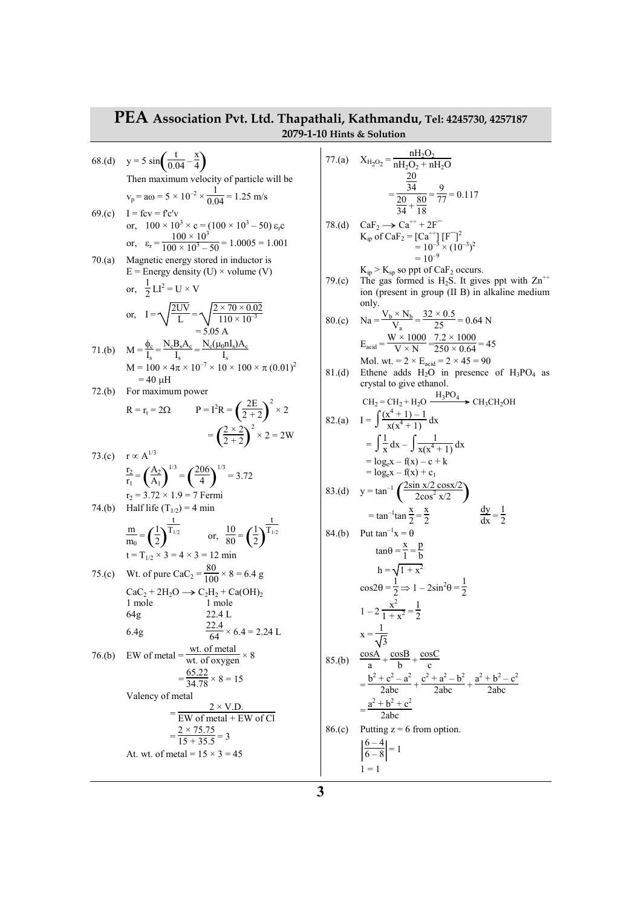# PEA Association Pvt. Ltd. Thapathali, Kathmandu, Tel: 4245730, 4257187

**2079-1-10 Hints & Solution**

68.(d) $y = 5\sin\left(\frac{t}{0.04} - \frac{x}{4}\right)$

Then maximum velocity of particle will be

$v_p = a\omega = 5 \times 10^{-2} \times \frac{1}{0.04} = 1.25$ m/s

69.(c) $I = fcv = f'c'v$

or, $100 \times 10^3 \times c = (100 \times 10^3 - 50)\,\varepsilon_r c$

or, $\varepsilon_r = \frac{100 \times 10^3}{100 \times 10^3 - 50} = 1.0005 = 1.001$

70.(a) Magnetic energy stored in inductor is

E = Energy density (U) × volume (V)

or, $\frac{1}{2}LI^2 = U \times V$

or, $I = \sqrt{\frac{2UV}{L}} = \sqrt{\frac{2 \times 70 \times 0.02}{110 \times 10^{-3}}}$

$= 5.05$ A

71.(b) $M = \frac{\phi_c}{I_s} = \frac{N_c B_s A_c}{I_s} = \frac{N_c(\mu_0 n I_s)A_c}{I_s}$

$M = 100 \times 4\pi \times 10^{-7} \times 10 \times 100 \times \pi\,(0.01)^2$

$= 40\ \mu H$

72.(b) For maximum power

$R = r_t = 2\Omega \qquad P = I^2R = \left(\frac{2E}{2+2}\right)^2 \times 2$

$= \left(\frac{2 \times 2}{2+2}\right)^2 \times 2 = 2W$

73.(c) $r \propto A^{1/3}$

$\frac{r_2}{r_1} = \left(\frac{A_2}{A_1}\right)^{1/3} = \left(\frac{206}{4}\right)^{1/3} = 3.72$

$r_2 = 3.72 \times 1.9 = 7$ Fermi

74.(b) Half life $(T_{1/2}) = 4$ min

$\frac{m}{m_0} = \left(\frac{1}{2}\right)^{\frac{t}{T_{1/2}}} \qquad$ or, $\frac{10}{80} = \left(\frac{1}{2}\right)^{\frac{t}{T_{1/2}}}$

$t = T_{1/2} \times 3 = 4 \times 3 = 12$ min

75.(c) Wt. of pure $CaC_2 = \frac{80}{100} \times 8 = 6.4$ g

$CaC_2 + 2H_2O \longrightarrow C_2H_2 + Ca(OH)_2$

| | | |
|---|---|---|
| 1 mole | 1 mole | |
| 64g | 22.4 L | |
| 6.4g | $\frac{22.4}{64} \times 6.4 = 2.24$ L | |

76.(b) EW of metal $= \frac{\text{wt. of metal}}{\text{wt. of oxygen}} \times 8$

$= \frac{65.22}{34.78} \times 8 = 15$

Valency of metal

$= \frac{2 \times \text{V.D.}}{\text{EW of metal} + \text{EW of Cl}}$

$= \frac{2 \times 75.75}{15 + 35.5} = 3$

At. wt. of metal $= 15 \times 3 = 45$

77.(a) $X_{H_2O_2} = \frac{nH_2O_2}{nH_2O_2 + nH_2O}$

$= \frac{\frac{20}{34}}{\frac{20}{34} + \frac{80}{18}} = \frac{9}{77} = 0.117$

78.(d) $CaF_2 \longrightarrow Ca^{++} + 2F^-$

$K_{ip}$ of $CaF_2 = [Ca^{++}]\,[F^-]^2$

$= 10^{-3} \times (10^{-3})^2$

$= 10^{-9}$

$K_{ip} > K_{sp}$ so ppt of $CaF_2$ occurs.

79.(c) The gas formed is $H_2S$. It gives ppt with $Zn^{++}$ ion (present in group (II B) in alkaline medium only.

80.(c) $Na = \frac{V_b \times N_b}{V_a} = \frac{32 \times 0.5}{25} = 0.64$ N

$E_{acid} = \frac{W \times 1000}{V \times N} = \frac{7.2 \times 1000}{250 \times 0.64} = 45$

Mol. wt. $= 2 \times E_{acid} = 2 \times 45 = 90$

81.(d) Ethene adds $H_2O$ in presence of $H_3PO_4$ as crystal to give ethanol.

$CH_2 = CH_2 + H_2O \xrightarrow{H_3PO_4} CH_3CH_2OH$

82.(a) $I = \int \frac{(x^4+1) - 1}{x(x^4+1)}\,dx$

$= \int \frac{1}{x}\,dx - \int \frac{1}{x(x^4+1)}\,dx$

$= \log_e x - f(x) - c + k$

$= \log_e x - f(x) + c_1$

83.(d) $y = \tan^{-1}\left(\frac{2\sin x/2\,\cos x/2}{2\cos^2 x/2}\right)$

$= \tan^{-1}\tan\frac{x}{2} = \frac{x}{2} \qquad \frac{dy}{dx} = \frac{1}{2}$

84.(b) Put $\tan^{-1}x = \theta$

$\tan\theta = \frac{x}{1} = \frac{p}{b}$

$h = \sqrt{1 + x^2}$

$\cos 2\theta = \frac{1}{2} \Rightarrow 1 - 2\sin^2\theta = \frac{1}{2}$

$1 - 2\frac{x^2}{1 + x^2} = \frac{1}{2}$

$x = \frac{1}{\sqrt{3}}$

85.(b) $\frac{\cos A}{a} + \frac{\cos B}{b} + \frac{\cos C}{c}$

$= \frac{b^2 + c^2 - a^2}{2abc} + \frac{c^2 + a^2 - b^2}{2abc} + \frac{a^2 + b^2 - c^2}{2abc}$

$= \frac{a^2 + b^2 + c^2}{2abc}$

86.(c) Putting z = 6 from option.

$\left|\frac{6-4}{6-8}\right| = 1$

$1 = 1$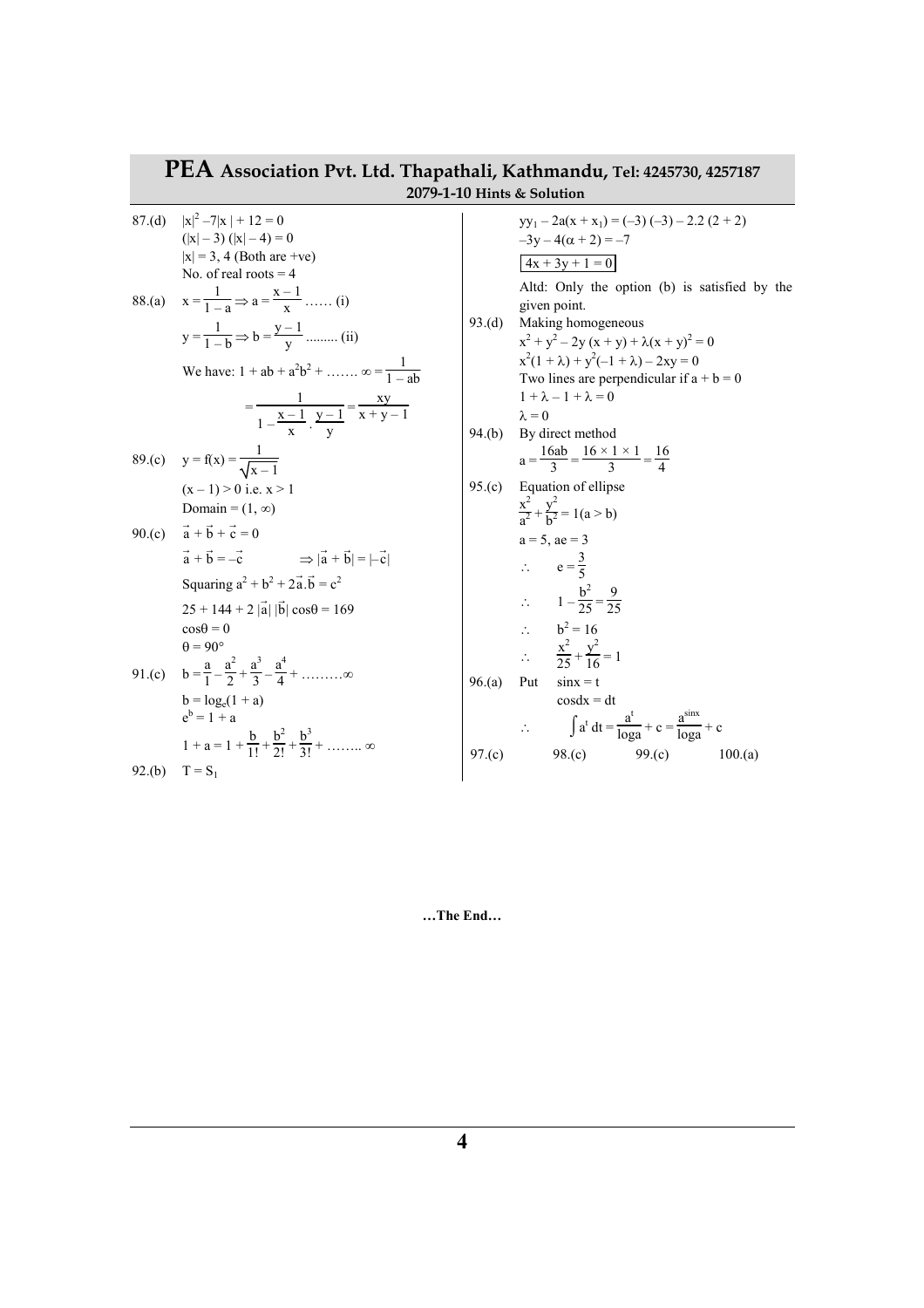87.(d) $|x|^2 - 7|x| + 12 = 0$

$(|x| - 3)(|x| - 4) = 0$

$|x| = 3, 4$ (Both are +ve)

No. of real roots = 4

88.(a) $x = \frac{1}{1-a} \Rightarrow a = \frac{x-1}{x}$ …… (i)

$y = \frac{1}{1-b} \Rightarrow b = \frac{y-1}{y}$ ……… (ii)

We have: $1 + ab + a^2b^2 + \ldots\ldots \infty = \frac{1}{1-ab}$

$= \frac{1}{1 - \frac{x-1}{x} \cdot \frac{y-1}{y}} = \frac{xy}{x+y-1}$

89.(c) $y = f(x) = \frac{1}{\sqrt{x-1}}$

$(x - 1) > 0$ i.e. $x > 1$

Domain $= (1, \infty)$

90.(c) $\vec{a} + \vec{b} + \vec{c} = 0$

$\vec{a} + \vec{b} = -\vec{c} \quad \Rightarrow |\vec{a} + \vec{b}| = |-\vec{c}|$

Squaring $a^2 + b^2 + 2\vec{a}.\vec{b} = c^2$

$25 + 144 + 2|\vec{a}||\vec{b}|\cos\theta = 169$

$\cos\theta = 0$

$\theta = 90°$

91.(c) $b = \frac{a}{1} - \frac{a^2}{2} + \frac{a^3}{3} - \frac{a^4}{4} + \ldots\ldots\ldots\infty$

$b = \log_e(1 + a)$

$e^b = 1 + a$

$1 + a = 1 + \frac{b}{1!} + \frac{b^2}{2!} + \frac{b^3}{3!} + \ldots\ldots\ \infty$

92.(b) $T = S_1$

$yy_1 - 2a(x + x_1) = (-3)(-3) - 2.2(2 + 2)$

$-3y - 4(\alpha + 2) = -7$

$\boxed{4x + 3y + 1 = 0}$

Altd: Only the option (b) is satisfied by the given point.

93.(d) Making homogeneous

$x^2 + y^2 - 2y(x + y) + \lambda(x + y)^2 = 0$

$x^2(1 + \lambda) + y^2(-1 + \lambda) - 2xy = 0$

Two lines are perpendicular if $a + b = 0$

$1 + \lambda - 1 + \lambda = 0$

$\lambda = 0$

94.(b) By direct method

$a = \frac{16ab}{3} = \frac{16 \times 1 \times 1}{3} = \frac{16}{4}$

95.(c) Equation of ellipse

$\frac{x^2}{a^2} + \frac{y^2}{b^2} = 1 (a > b)$

$a = 5,\ ae = 3$

$\therefore \quad e = \frac{3}{5}$

$\therefore \quad 1 - \frac{b^2}{25} = \frac{9}{25}$

$\therefore \quad b^2 = 16$

$\therefore \quad \frac{x^2}{25} + \frac{y^2}{16} = 1$

96.(a) Put $\sin x = t$

$\cos x dx = dt$

$\therefore \quad \int a^t\, dt = \frac{a^t}{\log a} + c = \frac{a^{\sin x}}{\log a} + c$

97.(c) 98.(c) 99.(c) 100.(a)

…The End…